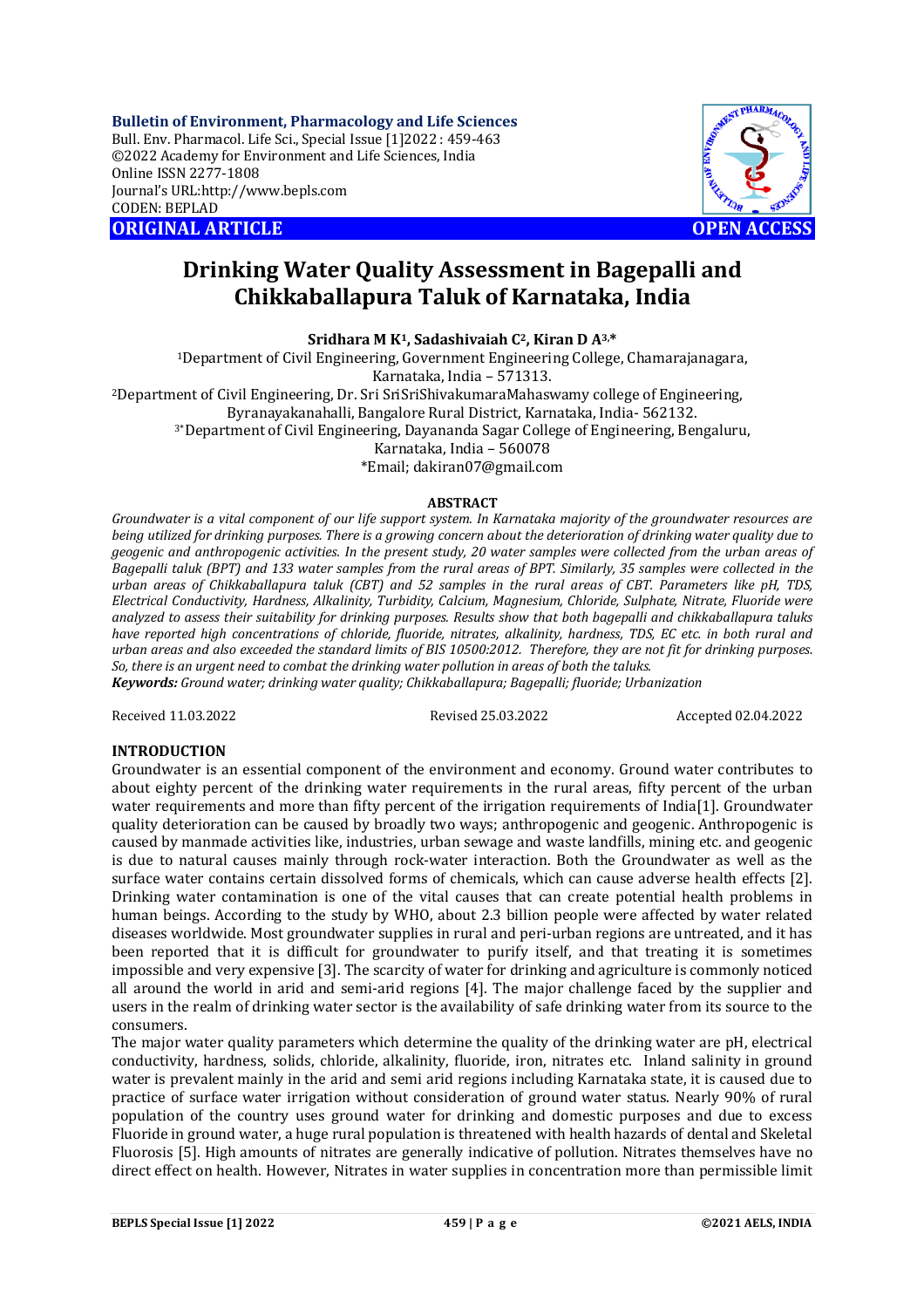**Bulletin of Environment, Pharmacology and Life Sciences**
Bull. Env. Pharmacol. Life Sci., Special Issue [1]2022 : 459-463
©2022 Academy for Environment and Life Sciences, India
Online ISSN 2277-1808
Journal's URL:http://www.bepls.com
CODEN: BEPLAD

**ORIGINAL ARTICLE** **OPEN ACCESS**

# Drinking Water Quality Assessment in Bagepalli and Chikkaballapura Taluk of Karnataka, India

**Sridhara M K[1], Sadashivaiah C[2], Kiran D A[3,*]**

[1]Department of Civil Engineering, Government Engineering College, Chamarajanagara, Karnataka, India – 571313.

[2]Department of Civil Engineering, Dr. Sri SriSriShivakumaraMahaswamy college of Engineering, Byranayakanahalli, Bangalore Rural District, Karnataka, India- 562132.

[3*]Department of Civil Engineering, Dayananda Sagar College of Engineering, Bengaluru, Karnataka, India – 560078

*Email; dakiran07@gmail.com

## ABSTRACT

*Groundwater is a vital component of our life support system. In Karnataka majority of the groundwater resources are being utilized for drinking purposes. There is a growing concern about the deterioration of drinking water quality due to geogenic and anthropogenic activities. In the present study, 20 water samples were collected from the urban areas of Bagepalli taluk (BPT) and 133 water samples from the rural areas of BPT. Similarly, 35 samples were collected in the urban areas of Chikkaballapura taluk (CBT) and 52 samples in the rural areas of CBT. Parameters like pH, TDS, Electrical Conductivity, Hardness, Alkalinity, Turbidity, Calcium, Magnesium, Chloride, Sulphate, Nitrate, Fluoride were analyzed to assess their suitability for drinking purposes. Results show that both bagepalli and chikkaballapura taluks have reported high concentrations of chloride, fluoride, nitrates, alkalinity, hardness, TDS, EC etc. in both rural and urban areas and also exceeded the standard limits of BIS 10500:2012. Therefore, they are not fit for drinking purposes. So, there is an urgent need to combat the drinking water pollution in areas of both the taluks.*

***Keywords:*** *Ground water; drinking water quality; Chikkaballapura; Bagepalli; fluoride; Urbanization*

Received 11.03.2022 Revised 25.03.2022 Accepted 02.04.2022

## INTRODUCTION

Groundwater is an essential component of the environment and economy. Ground water contributes to about eighty percent of the drinking water requirements in the rural areas, fifty percent of the urban water requirements and more than fifty percent of the irrigation requirements of India[1]. Groundwater quality deterioration can be caused by broadly two ways; anthropogenic and geogenic. Anthropogenic is caused by manmade activities like, industries, urban sewage and waste landfills, mining etc. and geogenic is due to natural causes mainly through rock-water interaction. Both the Groundwater as well as the surface water contains certain dissolved forms of chemicals, which can cause adverse health effects [2]. Drinking water contamination is one of the vital causes that can create potential health problems in human beings. According to the study by WHO, about 2.3 billion people were affected by water related diseases worldwide. Most groundwater supplies in rural and peri-urban regions are untreated, and it has been reported that it is difficult for groundwater to purify itself, and that treating it is sometimes impossible and very expensive [3]. The scarcity of water for drinking and agriculture is commonly noticed all around the world in arid and semi-arid regions [4]. The major challenge faced by the supplier and users in the realm of drinking water sector is the availability of safe drinking water from its source to the consumers.

The major water quality parameters which determine the quality of the drinking water are pH, electrical conductivity, hardness, solids, chloride, alkalinity, fluoride, iron, nitrates etc. Inland salinity in ground water is prevalent mainly in the arid and semi arid regions including Karnataka state, it is caused due to practice of surface water irrigation without consideration of ground water status. Nearly 90% of rural population of the country uses ground water for drinking and domestic purposes and due to excess Fluoride in ground water, a huge rural population is threatened with health hazards of dental and Skeletal Fluorosis [5]. High amounts of nitrates are generally indicative of pollution. Nitrates themselves have no direct effect on health. However, Nitrates in water supplies in concentration more than permissible limit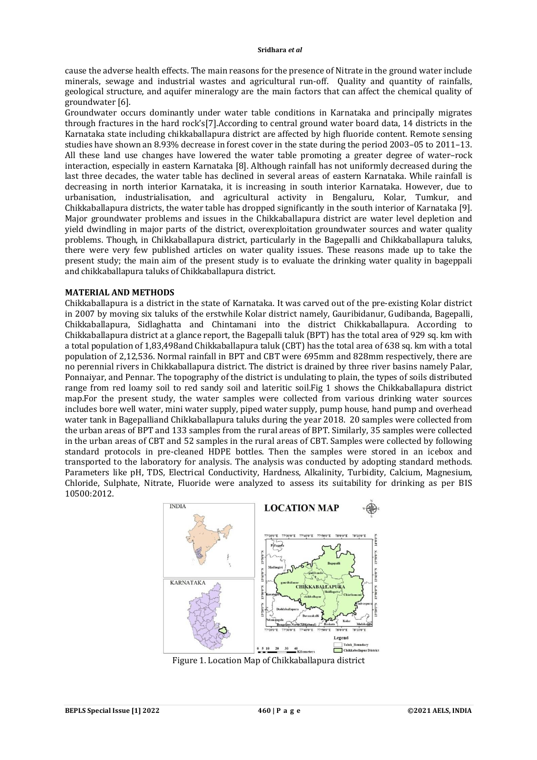cause the adverse health effects. The main reasons for the presence of Nitrate in the ground water include minerals, sewage and industrial wastes and agricultural run-off. Quality and quantity of rainfalls, geological structure, and aquifer mineralogy are the main factors that can affect the chemical quality of groundwater [6].

Groundwater occurs dominantly under water table conditions in Karnataka and principally migrates through fractures in the hard rock's[7].According to central ground water board data, 14 districts in the Karnataka state including chikkaballapura district are affected by high fluoride content. Remote sensing studies have shown an 8.93% decrease in forest cover in the state during the period 2003–05 to 2011–13. All these land use changes have lowered the water table promoting a greater degree of water–rock interaction, especially in eastern Karnataka [8]. Although rainfall has not uniformly decreased during the last three decades, the water table has declined in several areas of eastern Karnataka. While rainfall is decreasing in north interior Karnataka, it is increasing in south interior Karnataka. However, due to urbanisation, industrialisation, and agricultural activity in Bengaluru, Kolar, Tumkur, and Chikkaballapura districts, the water table has dropped significantly in the south interior of Karnataka [9]. Major groundwater problems and issues in the Chikkaballapura district are water level depletion and yield dwindling in major parts of the district, overexploitation groundwater sources and water quality problems. Though, in Chikkaballapura district, particularly in the Bagepalli and Chikkaballapura taluks, there were very few published articles on water quality issues. These reasons made up to take the present study; the main aim of the present study is to evaluate the drinking water quality in bageppali and chikkaballapura taluks of Chikkaballapura district.

## MATERIAL AND METHODS

Chikkaballapura is a district in the state of Karnataka. It was carved out of the pre-existing Kolar district in 2007 by moving six taluks of the erstwhile Kolar district namely, Gauribidanur, Gudibanda, Bagepalli, Chikkaballapura, Sidlaghatta and Chintamani into the district Chikkaballapura. According to Chikkaballapura district at a glance report, the Bagepalli taluk (BPT) has the total area of 929 sq. km with a total population of 1,83,498and Chikkaballapura taluk (CBT) has the total area of 638 sq. km with a total population of 2,12,536. Normal rainfall in BPT and CBT were 695mm and 828mm respectively, there are no perennial rivers in Chikkaballapura district. The district is drained by three river basins namely Palar, Ponnaiyar, and Pennar. The topography of the district is undulating to plain, the types of soils distributed range from red loamy soil to red sandy soil and lateritic soil.Fig 1 shows the Chikkaballapura district map.For the present study, the water samples were collected from various drinking water sources includes bore well water, mini water supply, piped water supply, pump house, hand pump and overhead water tank in Bagepalliand Chikkaballapura taluks during the year 2018. 20 samples were collected from the urban areas of BPT and 133 samples from the rural areas of BPT. Similarly, 35 samples were collected in the urban areas of CBT and 52 samples in the rural areas of CBT. Samples were collected by following standard protocols in pre-cleaned HDPE bottles. Then the samples were stored in an icebox and transported to the laboratory for analysis. The analysis was conducted by adopting standard methods. Parameters like pH, TDS, Electrical Conductivity, Hardness, Alkalinity, Turbidity, Calcium, Magnesium, Chloride, Sulphate, Nitrate, Fluoride were analyzed to assess its suitability for drinking as per BIS 10500:2012.

Figure 1. Location Map of Chikkaballapura district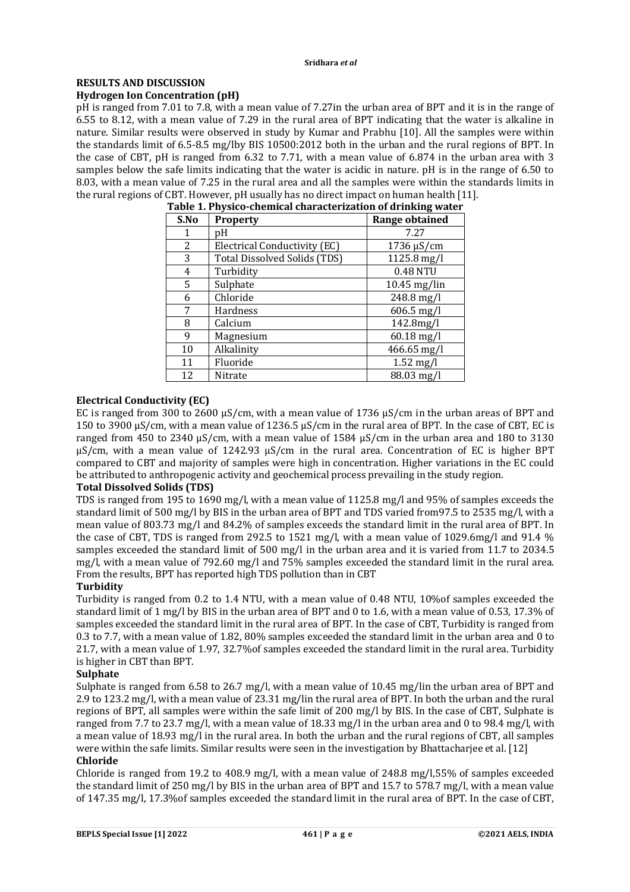## RESULTS AND DISCUSSION

### Hydrogen Ion Concentration (pH)

pH is ranged from 7.01 to 7.8, with a mean value of 7.27in the urban area of BPT and it is in the range of 6.55 to 8.12, with a mean value of 7.29 in the rural area of BPT indicating that the water is alkaline in nature. Similar results were observed in study by Kumar and Prabhu [10]. All the samples were within the standards limit of 6.5-8.5 mg/lby BIS 10500:2012 both in the urban and the rural regions of BPT. In the case of CBT, pH is ranged from 6.32 to 7.71, with a mean value of 6.874 in the urban area with 3 samples below the safe limits indicating that the water is acidic in nature. pH is in the range of 6.50 to 8.03, with a mean value of 7.25 in the rural area and all the samples were within the standards limits in the rural regions of CBT. However, pH usually has no direct impact on human health [11].

**Table 1. Physico-chemical characterization of drinking water**

| S.No | Property | Range obtained |
|---|---|---|
| 1 | pH | 7.27 |
| 2 | Electrical Conductivity (EC) | 1736 µS/cm |
| 3 | Total Dissolved Solids (TDS) | 1125.8 mg/l |
| 4 | Turbidity | 0.48 NTU |
| 5 | Sulphate | 10.45 mg/lin |
| 6 | Chloride | 248.8 mg/l |
| 7 | Hardness | 606.5 mg/l |
| 8 | Calcium | 142.8mg/l |
| 9 | Magnesium | 60.18 mg/l |
| 10 | Alkalinity | 466.65 mg/l |
| 11 | Fluoride | 1.52 mg/l |
| 12 | Nitrate | 88.03 mg/l |

### Electrical Conductivity (EC)

EC is ranged from 300 to 2600 µS/cm, with a mean value of 1736 µS/cm in the urban areas of BPT and 150 to 3900 µS/cm, with a mean value of 1236.5 µS/cm in the rural area of BPT. In the case of CBT, EC is ranged from 450 to 2340 µS/cm, with a mean value of 1584 µS/cm in the urban area and 180 to 3130 µS/cm, with a mean value of 1242.93 µS/cm in the rural area. Concentration of EC is higher BPT compared to CBT and majority of samples were high in concentration. Higher variations in the EC could be attributed to anthropogenic activity and geochemical process prevailing in the study region.

### Total Dissolved Solids (TDS)

TDS is ranged from 195 to 1690 mg/l, with a mean value of 1125.8 mg/l and 95% of samples exceeds the standard limit of 500 mg/l by BIS in the urban area of BPT and TDS varied from97.5 to 2535 mg/l, with a mean value of 803.73 mg/l and 84.2% of samples exceeds the standard limit in the rural area of BPT. In the case of CBT, TDS is ranged from 292.5 to 1521 mg/l, with a mean value of 1029.6mg/l and 91.4 % samples exceeded the standard limit of 500 mg/l in the urban area and it is varied from 11.7 to 2034.5 mg/l, with a mean value of 792.60 mg/l and 75% samples exceeded the standard limit in the rural area. From the results, BPT has reported high TDS pollution than in CBT

### Turbidity

Turbidity is ranged from 0.2 to 1.4 NTU, with a mean value of 0.48 NTU, 10%of samples exceeded the standard limit of 1 mg/l by BIS in the urban area of BPT and 0 to 1.6, with a mean value of 0.53, 17.3% of samples exceeded the standard limit in the rural area of BPT. In the case of CBT, Turbidity is ranged from 0.3 to 7.7, with a mean value of 1.82, 80% samples exceeded the standard limit in the urban area and 0 to 21.7, with a mean value of 1.97, 32.7%of samples exceeded the standard limit in the rural area. Turbidity is higher in CBT than BPT.

### Sulphate

Sulphate is ranged from 6.58 to 26.7 mg/l, with a mean value of 10.45 mg/lin the urban area of BPT and 2.9 to 123.2 mg/l, with a mean value of 23.31 mg/lin the rural area of BPT. In both the urban and the rural regions of BPT, all samples were within the safe limit of 200 mg/l by BIS. In the case of CBT, Sulphate is ranged from 7.7 to 23.7 mg/l, with a mean value of 18.33 mg/l in the urban area and 0 to 98.4 mg/l, with a mean value of 18.93 mg/l in the rural area. In both the urban and the rural regions of CBT, all samples were within the safe limits. Similar results were seen in the investigation by Bhattacharjee et al. [12]

### Chloride

Chloride is ranged from 19.2 to 408.9 mg/l, with a mean value of 248.8 mg/l,55% of samples exceeded the standard limit of 250 mg/l by BIS in the urban area of BPT and 15.7 to 578.7 mg/l, with a mean value of 147.35 mg/l, 17.3%of samples exceeded the standard limit in the rural area of BPT. In the case of CBT,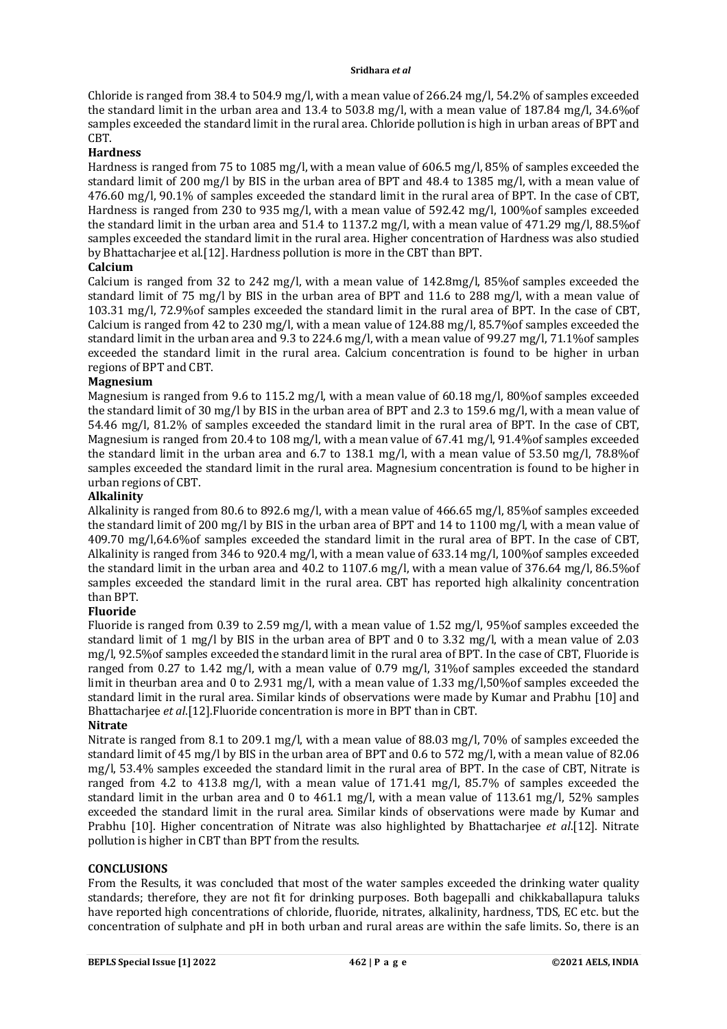Chloride is ranged from 38.4 to 504.9 mg/l, with a mean value of 266.24 mg/l, 54.2% of samples exceeded the standard limit in the urban area and 13.4 to 503.8 mg/l, with a mean value of 187.84 mg/l, 34.6%of samples exceeded the standard limit in the rural area. Chloride pollution is high in urban areas of BPT and CBT.

**Hardness**

Hardness is ranged from 75 to 1085 mg/l, with a mean value of 606.5 mg/l, 85% of samples exceeded the standard limit of 200 mg/l by BIS in the urban area of BPT and 48.4 to 1385 mg/l, with a mean value of 476.60 mg/l, 90.1% of samples exceeded the standard limit in the rural area of BPT. In the case of CBT, Hardness is ranged from 230 to 935 mg/l, with a mean value of 592.42 mg/l, 100%of samples exceeded the standard limit in the urban area and 51.4 to 1137.2 mg/l, with a mean value of 471.29 mg/l, 88.5%of samples exceeded the standard limit in the rural area. Higher concentration of Hardness was also studied by Bhattacharjee et al.[12]. Hardness pollution is more in the CBT than BPT.

**Calcium**

Calcium is ranged from 32 to 242 mg/l, with a mean value of 142.8mg/l, 85%of samples exceeded the standard limit of 75 mg/l by BIS in the urban area of BPT and 11.6 to 288 mg/l, with a mean value of 103.31 mg/l, 72.9%of samples exceeded the standard limit in the rural area of BPT. In the case of CBT, Calcium is ranged from 42 to 230 mg/l, with a mean value of 124.88 mg/l, 85.7%of samples exceeded the standard limit in the urban area and 9.3 to 224.6 mg/l, with a mean value of 99.27 mg/l, 71.1%of samples exceeded the standard limit in the rural area. Calcium concentration is found to be higher in urban regions of BPT and CBT.

**Magnesium**

Magnesium is ranged from 9.6 to 115.2 mg/l, with a mean value of 60.18 mg/l, 80%of samples exceeded the standard limit of 30 mg/l by BIS in the urban area of BPT and 2.3 to 159.6 mg/l, with a mean value of 54.46 mg/l, 81.2% of samples exceeded the standard limit in the rural area of BPT. In the case of CBT, Magnesium is ranged from 20.4 to 108 mg/l, with a mean value of 67.41 mg/l, 91.4%of samples exceeded the standard limit in the urban area and 6.7 to 138.1 mg/l, with a mean value of 53.50 mg/l, 78.8%of samples exceeded the standard limit in the rural area. Magnesium concentration is found to be higher in urban regions of CBT.

**Alkalinity**

Alkalinity is ranged from 80.6 to 892.6 mg/l, with a mean value of 466.65 mg/l, 85%of samples exceeded the standard limit of 200 mg/l by BIS in the urban area of BPT and 14 to 1100 mg/l, with a mean value of 409.70 mg/l,64.6%of samples exceeded the standard limit in the rural area of BPT. In the case of CBT, Alkalinity is ranged from 346 to 920.4 mg/l, with a mean value of 633.14 mg/l, 100%of samples exceeded the standard limit in the urban area and 40.2 to 1107.6 mg/l, with a mean value of 376.64 mg/l, 86.5%of samples exceeded the standard limit in the rural area. CBT has reported high alkalinity concentration than BPT.

**Fluoride**

Fluoride is ranged from 0.39 to 2.59 mg/l, with a mean value of 1.52 mg/l, 95%of samples exceeded the standard limit of 1 mg/l by BIS in the urban area of BPT and 0 to 3.32 mg/l, with a mean value of 2.03 mg/l, 92.5%of samples exceeded the standard limit in the rural area of BPT. In the case of CBT, Fluoride is ranged from 0.27 to 1.42 mg/l, with a mean value of 0.79 mg/l, 31%of samples exceeded the standard limit in theurban area and 0 to 2.931 mg/l, with a mean value of 1.33 mg/l,50%of samples exceeded the standard limit in the rural area. Similar kinds of observations were made by Kumar and Prabhu [10] and Bhattacharjee *et al*.[12].Fluoride concentration is more in BPT than in CBT.

**Nitrate**

Nitrate is ranged from 8.1 to 209.1 mg/l, with a mean value of 88.03 mg/l, 70% of samples exceeded the standard limit of 45 mg/l by BIS in the urban area of BPT and 0.6 to 572 mg/l, with a mean value of 82.06 mg/l, 53.4% samples exceeded the standard limit in the rural area of BPT. In the case of CBT, Nitrate is ranged from 4.2 to 413.8 mg/l, with a mean value of 171.41 mg/l, 85.7% of samples exceeded the standard limit in the urban area and 0 to 461.1 mg/l, with a mean value of 113.61 mg/l, 52% samples exceeded the standard limit in the rural area. Similar kinds of observations were made by Kumar and Prabhu [10]. Higher concentration of Nitrate was also highlighted by Bhattacharjee *et al*.[12]. Nitrate pollution is higher in CBT than BPT from the results.

## CONCLUSIONS

From the Results, it was concluded that most of the water samples exceeded the drinking water quality standards; therefore, they are not fit for drinking purposes. Both bagepalli and chikkaballapura taluks have reported high concentrations of chloride, fluoride, nitrates, alkalinity, hardness, TDS, EC etc. but the concentration of sulphate and pH in both urban and rural areas are within the safe limits. So, there is an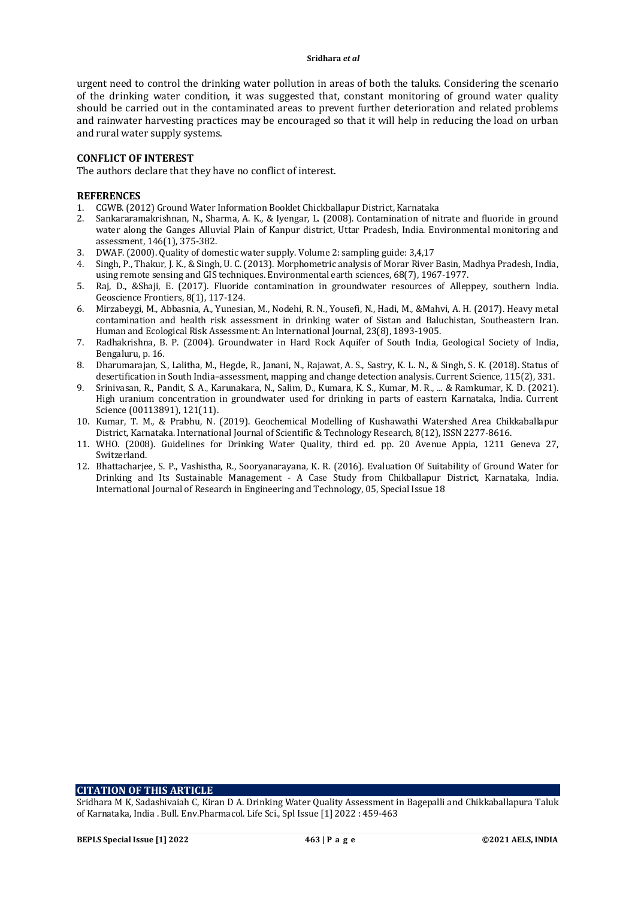urgent need to control the drinking water pollution in areas of both the taluks. Considering the scenario of the drinking water condition, it was suggested that, constant monitoring of ground water quality should be carried out in the contaminated areas to prevent further deterioration and related problems and rainwater harvesting practices may be encouraged so that it will help in reducing the load on urban and rural water supply systems.

## CONFLICT OF INTEREST

The authors declare that they have no conflict of interest.

## REFERENCES

1. CGWB. (2012) Ground Water Information Booklet Chickballapur District, Karnataka
2. Sankararamakrishnan, N., Sharma, A. K., & Iyengar, L. (2008). Contamination of nitrate and fluoride in ground water along the Ganges Alluvial Plain of Kanpur district, Uttar Pradesh, India. Environmental monitoring and assessment, 146(1), 375-382.
3. DWAF. (2000). Quality of domestic water supply. Volume 2: sampling guide: 3,4,17
4. Singh, P., Thakur, J. K., & Singh, U. C. (2013). Morphometric analysis of Morar River Basin, Madhya Pradesh, India, using remote sensing and GIS techniques. Environmental earth sciences, 68(7), 1967-1977.
5. Raj, D., &Shaji, E. (2017). Fluoride contamination in groundwater resources of Alleppey, southern India. Geoscience Frontiers, 8(1), 117-124.
6. Mirzabeygi, M., Abbasnia, A., Yunesian, M., Nodehi, R. N., Yousefi, N., Hadi, M., &Mahvi, A. H. (2017). Heavy metal contamination and health risk assessment in drinking water of Sistan and Baluchistan, Southeastern Iran. Human and Ecological Risk Assessment: An International Journal, 23(8), 1893-1905.
7. Radhakrishna, B. P. (2004). Groundwater in Hard Rock Aquifer of South India, Geological Society of India, Bengaluru, p. 16.
8. Dharumarajan, S., Lalitha, M., Hegde, R., Janani, N., Rajawat, A. S., Sastry, K. L. N., & Singh, S. K. (2018). Status of desertification in South India–assessment, mapping and change detection analysis. Current Science, 115(2), 331.
9. Srinivasan, R., Pandit, S. A., Karunakara, N., Salim, D., Kumara, K. S., Kumar, M. R., ... & Ramkumar, K. D. (2021). High uranium concentration in groundwater used for drinking in parts of eastern Karnataka, India. Current Science (00113891), 121(11).
10. Kumar, T. M., & Prabhu, N. (2019). Geochemical Modelling of Kushawathi Watershed Area Chikkaballapur District, Karnataka. International Journal of Scientific & Technology Research, 8(12), ISSN 2277-8616.
11. WHO. (2008). Guidelines for Drinking Water Quality, third ed. pp. 20 Avenue Appia, 1211 Geneva 27, Switzerland.
12. Bhattacharjee, S. P., Vashistha, R., Sooryanarayana, K. R. (2016). Evaluation Of Suitability of Ground Water for Drinking and Its Sustainable Management - A Case Study from Chikballapur District, Karnataka, India. International Journal of Research in Engineering and Technology, 05, Special Issue 18

## CITATION OF THIS ARTICLE

Sridhara M K, Sadashivaiah C, Kiran D A. Drinking Water Quality Assessment in Bagepalli and Chikkaballapura Taluk of Karnataka, India . Bull. Env.Pharmacol. Life Sci., Spl Issue [1] 2022 : 459-463